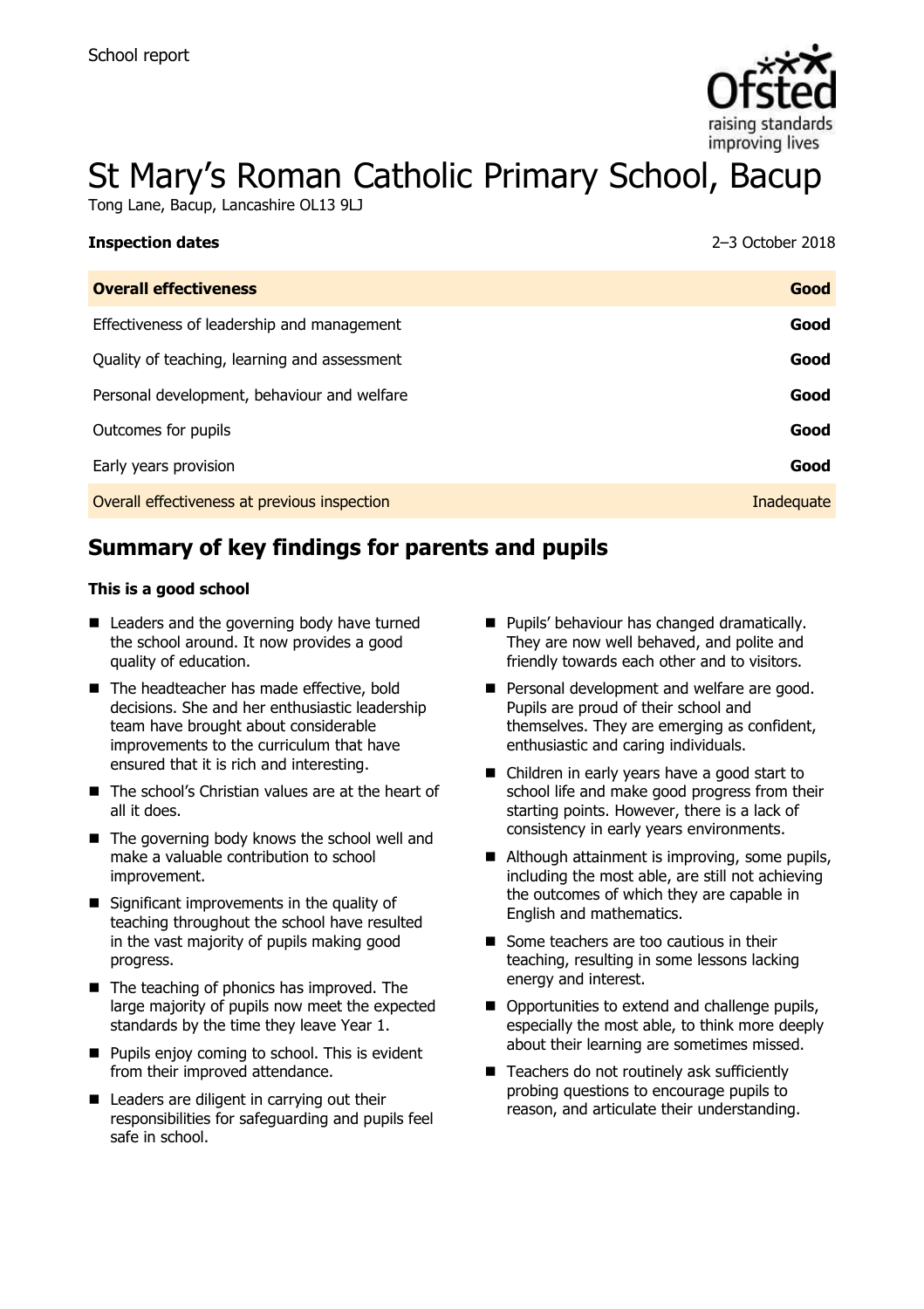School report

# St Mary's Roman Catholic Primary School, Bacup

Tong Lane, Bacup, Lancashire OL13 9LJ

**Inspection dates** 2–3 October 2018

| | |
|---|---|
| **Overall effectiveness** | **Good** |
| Effectiveness of leadership and management | **Good** |
| Quality of teaching, learning and assessment | **Good** |
| Personal development, behaviour and welfare | **Good** |
| Outcomes for pupils | **Good** |
| Early years provision | **Good** |
| Overall effectiveness at previous inspection | Inadequate |

## Summary of key findings for parents and pupils

**This is a good school**

- Leaders and the governing body have turned the school around. It now provides a good quality of education.
- The headteacher has made effective, bold decisions. She and her enthusiastic leadership team have brought about considerable improvements to the curriculum that have ensured that it is rich and interesting.
- The school's Christian values are at the heart of all it does.
- The governing body knows the school well and make a valuable contribution to school improvement.
- Significant improvements in the quality of teaching throughout the school have resulted in the vast majority of pupils making good progress.
- The teaching of phonics has improved. The large majority of pupils now meet the expected standards by the time they leave Year 1.
- Pupils enjoy coming to school. This is evident from their improved attendance.
- Leaders are diligent in carrying out their responsibilities for safeguarding and pupils feel safe in school.
- Pupils' behaviour has changed dramatically. They are now well behaved, and polite and friendly towards each other and to visitors.
- Personal development and welfare are good. Pupils are proud of their school and themselves. They are emerging as confident, enthusiastic and caring individuals.
- Children in early years have a good start to school life and make good progress from their starting points. However, there is a lack of consistency in early years environments.
- Although attainment is improving, some pupils, including the most able, are still not achieving the outcomes of which they are capable in English and mathematics.
- Some teachers are too cautious in their teaching, resulting in some lessons lacking energy and interest.
- Opportunities to extend and challenge pupils, especially the most able, to think more deeply about their learning are sometimes missed.
- Teachers do not routinely ask sufficiently probing questions to encourage pupils to reason, and articulate their understanding.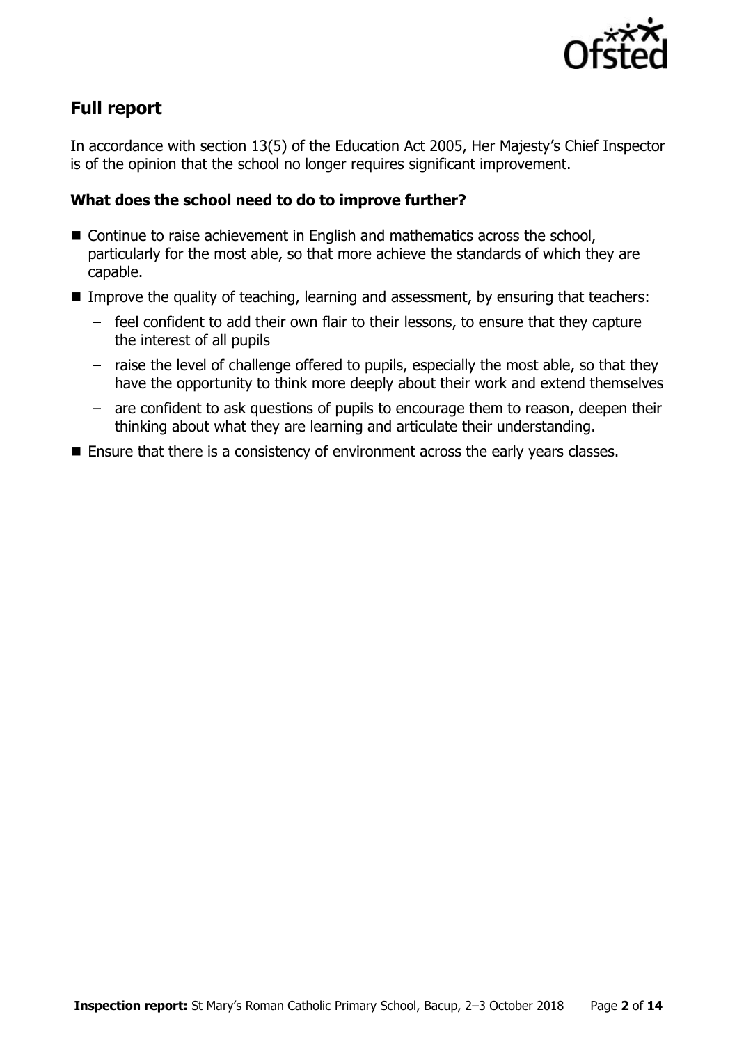## Full report

In accordance with section 13(5) of the Education Act 2005, Her Majesty's Chief Inspector is of the opinion that the school no longer requires significant improvement.

### What does the school need to do to improve further?

- Continue to raise achievement in English and mathematics across the school, particularly for the most able, so that more achieve the standards of which they are capable.
- Improve the quality of teaching, learning and assessment, by ensuring that teachers:
  - feel confident to add their own flair to their lessons, to ensure that they capture the interest of all pupils
  - raise the level of challenge offered to pupils, especially the most able, so that they have the opportunity to think more deeply about their work and extend themselves
  - are confident to ask questions of pupils to encourage them to reason, deepen their thinking about what they are learning and articulate their understanding.
- Ensure that there is a consistency of environment across the early years classes.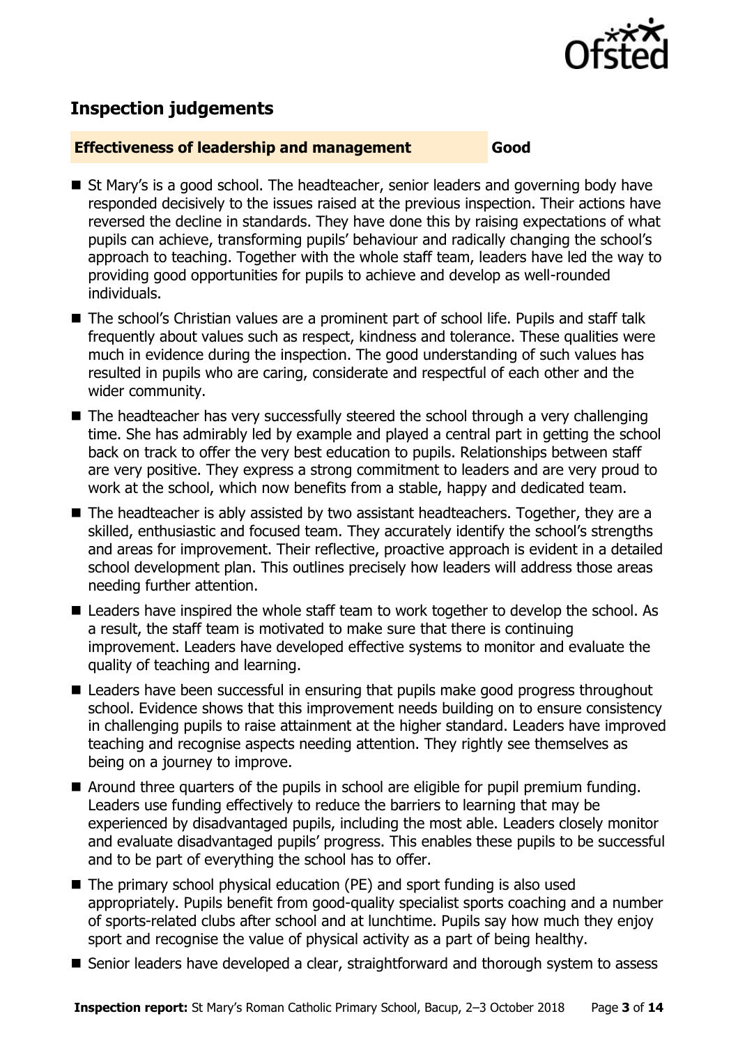## Inspection judgements

**Effectiveness of leadership and management** **Good**

- St Mary's is a good school. The headteacher, senior leaders and governing body have responded decisively to the issues raised at the previous inspection. Their actions have reversed the decline in standards. They have done this by raising expectations of what pupils can achieve, transforming pupils' behaviour and radically changing the school's approach to teaching. Together with the whole staff team, leaders have led the way to providing good opportunities for pupils to achieve and develop as well-rounded individuals.
- The school's Christian values are a prominent part of school life. Pupils and staff talk frequently about values such as respect, kindness and tolerance. These qualities were much in evidence during the inspection. The good understanding of such values has resulted in pupils who are caring, considerate and respectful of each other and the wider community.
- The headteacher has very successfully steered the school through a very challenging time. She has admirably led by example and played a central part in getting the school back on track to offer the very best education to pupils. Relationships between staff are very positive. They express a strong commitment to leaders and are very proud to work at the school, which now benefits from a stable, happy and dedicated team.
- The headteacher is ably assisted by two assistant headteachers. Together, they are a skilled, enthusiastic and focused team. They accurately identify the school's strengths and areas for improvement. Their reflective, proactive approach is evident in a detailed school development plan. This outlines precisely how leaders will address those areas needing further attention.
- Leaders have inspired the whole staff team to work together to develop the school. As a result, the staff team is motivated to make sure that there is continuing improvement. Leaders have developed effective systems to monitor and evaluate the quality of teaching and learning.
- Leaders have been successful in ensuring that pupils make good progress throughout school. Evidence shows that this improvement needs building on to ensure consistency in challenging pupils to raise attainment at the higher standard. Leaders have improved teaching and recognise aspects needing attention. They rightly see themselves as being on a journey to improve.
- Around three quarters of the pupils in school are eligible for pupil premium funding. Leaders use funding effectively to reduce the barriers to learning that may be experienced by disadvantaged pupils, including the most able. Leaders closely monitor and evaluate disadvantaged pupils' progress. This enables these pupils to be successful and to be part of everything the school has to offer.
- The primary school physical education (PE) and sport funding is also used appropriately. Pupils benefit from good-quality specialist sports coaching and a number of sports-related clubs after school and at lunchtime. Pupils say how much they enjoy sport and recognise the value of physical activity as a part of being healthy.
- Senior leaders have developed a clear, straightforward and thorough system to assess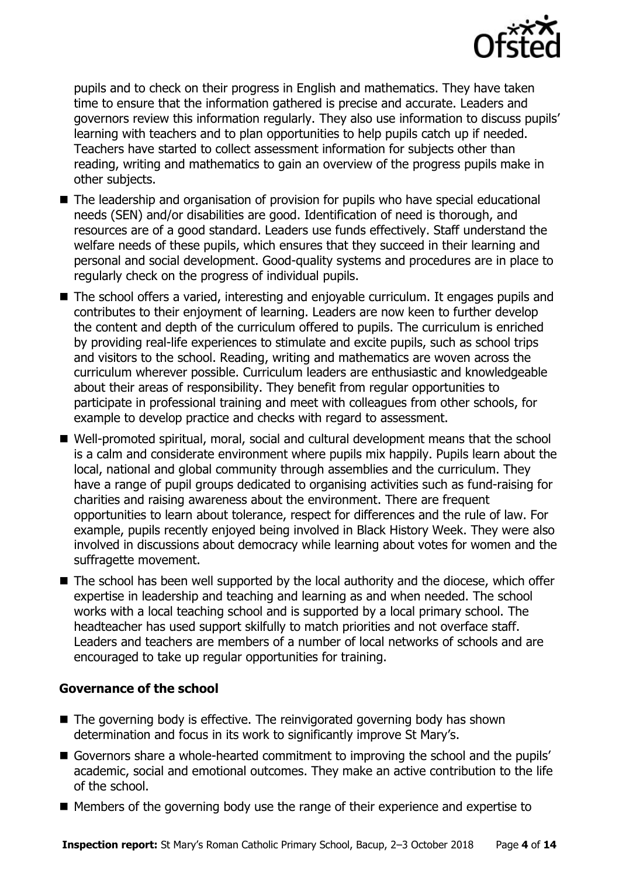pupils and to check on their progress in English and mathematics. They have taken time to ensure that the information gathered is precise and accurate. Leaders and governors review this information regularly. They also use information to discuss pupils' learning with teachers and to plan opportunities to help pupils catch up if needed. Teachers have started to collect assessment information for subjects other than reading, writing and mathematics to gain an overview of the progress pupils make in other subjects.

- The leadership and organisation of provision for pupils who have special educational needs (SEN) and/or disabilities are good. Identification of need is thorough, and resources are of a good standard. Leaders use funds effectively. Staff understand the welfare needs of these pupils, which ensures that they succeed in their learning and personal and social development. Good-quality systems and procedures are in place to regularly check on the progress of individual pupils.
- The school offers a varied, interesting and enjoyable curriculum. It engages pupils and contributes to their enjoyment of learning. Leaders are now keen to further develop the content and depth of the curriculum offered to pupils. The curriculum is enriched by providing real-life experiences to stimulate and excite pupils, such as school trips and visitors to the school. Reading, writing and mathematics are woven across the curriculum wherever possible. Curriculum leaders are enthusiastic and knowledgeable about their areas of responsibility. They benefit from regular opportunities to participate in professional training and meet with colleagues from other schools, for example to develop practice and checks with regard to assessment.
- Well-promoted spiritual, moral, social and cultural development means that the school is a calm and considerate environment where pupils mix happily. Pupils learn about the local, national and global community through assemblies and the curriculum. They have a range of pupil groups dedicated to organising activities such as fund-raising for charities and raising awareness about the environment. There are frequent opportunities to learn about tolerance, respect for differences and the rule of law. For example, pupils recently enjoyed being involved in Black History Week. They were also involved in discussions about democracy while learning about votes for women and the suffragette movement.
- The school has been well supported by the local authority and the diocese, which offer expertise in leadership and teaching and learning as and when needed. The school works with a local teaching school and is supported by a local primary school. The headteacher has used support skilfully to match priorities and not overface staff. Leaders and teachers are members of a number of local networks of schools and are encouraged to take up regular opportunities for training.

### Governance of the school

- The governing body is effective. The reinvigorated governing body has shown determination and focus in its work to significantly improve St Mary's.
- Governors share a whole-hearted commitment to improving the school and the pupils' academic, social and emotional outcomes. They make an active contribution to the life of the school.
- Members of the governing body use the range of their experience and expertise to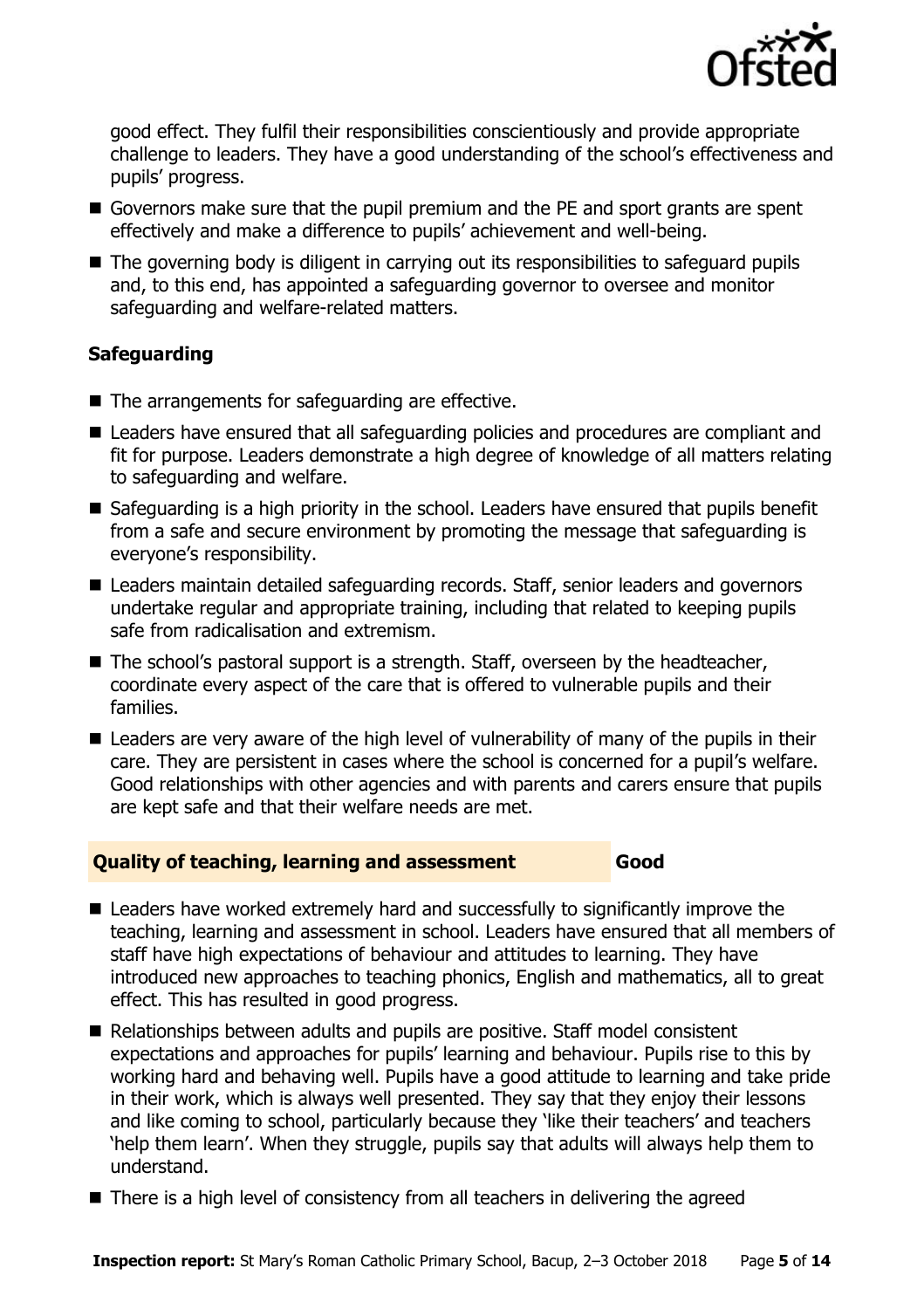good effect. They fulfil their responsibilities conscientiously and provide appropriate challenge to leaders. They have a good understanding of the school's effectiveness and pupils' progress.

- Governors make sure that the pupil premium and the PE and sport grants are spent effectively and make a difference to pupils' achievement and well-being.
- The governing body is diligent in carrying out its responsibilities to safeguard pupils and, to this end, has appointed a safeguarding governor to oversee and monitor safeguarding and welfare-related matters.

### Safeguarding

- The arrangements for safeguarding are effective.
- Leaders have ensured that all safeguarding policies and procedures are compliant and fit for purpose. Leaders demonstrate a high degree of knowledge of all matters relating to safeguarding and welfare.
- Safeguarding is a high priority in the school. Leaders have ensured that pupils benefit from a safe and secure environment by promoting the message that safeguarding is everyone's responsibility.
- Leaders maintain detailed safeguarding records. Staff, senior leaders and governors undertake regular and appropriate training, including that related to keeping pupils safe from radicalisation and extremism.
- The school's pastoral support is a strength. Staff, overseen by the headteacher, coordinate every aspect of the care that is offered to vulnerable pupils and their families.
- Leaders are very aware of the high level of vulnerability of many of the pupils in their care. They are persistent in cases where the school is concerned for a pupil's welfare. Good relationships with other agencies and with parents and carers ensure that pupils are kept safe and that their welfare needs are met.

## Quality of teaching, learning and assessment — Good

- Leaders have worked extremely hard and successfully to significantly improve the teaching, learning and assessment in school. Leaders have ensured that all members of staff have high expectations of behaviour and attitudes to learning. They have introduced new approaches to teaching phonics, English and mathematics, all to great effect. This has resulted in good progress.
- Relationships between adults and pupils are positive. Staff model consistent expectations and approaches for pupils' learning and behaviour. Pupils rise to this by working hard and behaving well. Pupils have a good attitude to learning and take pride in their work, which is always well presented. They say that they enjoy their lessons and like coming to school, particularly because they 'like their teachers' and teachers 'help them learn'. When they struggle, pupils say that adults will always help them to understand.
- There is a high level of consistency from all teachers in delivering the agreed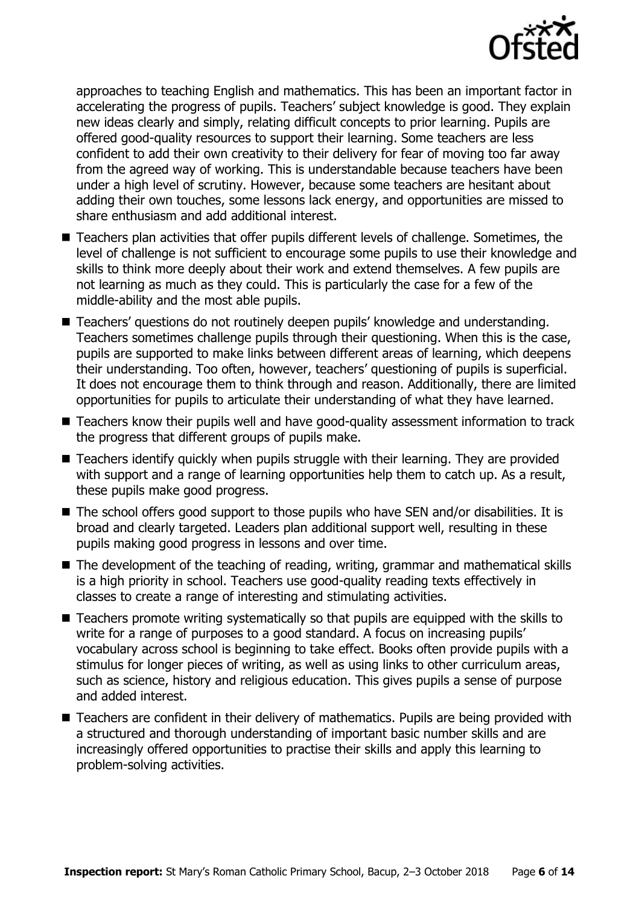approaches to teaching English and mathematics. This has been an important factor in accelerating the progress of pupils. Teachers' subject knowledge is good. They explain new ideas clearly and simply, relating difficult concepts to prior learning. Pupils are offered good-quality resources to support their learning. Some teachers are less confident to add their own creativity to their delivery for fear of moving too far away from the agreed way of working. This is understandable because teachers have been under a high level of scrutiny. However, because some teachers are hesitant about adding their own touches, some lessons lack energy, and opportunities are missed to share enthusiasm and add additional interest.

- Teachers plan activities that offer pupils different levels of challenge. Sometimes, the level of challenge is not sufficient to encourage some pupils to use their knowledge and skills to think more deeply about their work and extend themselves. A few pupils are not learning as much as they could. This is particularly the case for a few of the middle-ability and the most able pupils.
- Teachers' questions do not routinely deepen pupils' knowledge and understanding. Teachers sometimes challenge pupils through their questioning. When this is the case, pupils are supported to make links between different areas of learning, which deepens their understanding. Too often, however, teachers' questioning of pupils is superficial. It does not encourage them to think through and reason. Additionally, there are limited opportunities for pupils to articulate their understanding of what they have learned.
- Teachers know their pupils well and have good-quality assessment information to track the progress that different groups of pupils make.
- Teachers identify quickly when pupils struggle with their learning. They are provided with support and a range of learning opportunities help them to catch up. As a result, these pupils make good progress.
- The school offers good support to those pupils who have SEN and/or disabilities. It is broad and clearly targeted. Leaders plan additional support well, resulting in these pupils making good progress in lessons and over time.
- The development of the teaching of reading, writing, grammar and mathematical skills is a high priority in school. Teachers use good-quality reading texts effectively in classes to create a range of interesting and stimulating activities.
- Teachers promote writing systematically so that pupils are equipped with the skills to write for a range of purposes to a good standard. A focus on increasing pupils' vocabulary across school is beginning to take effect. Books often provide pupils with a stimulus for longer pieces of writing, as well as using links to other curriculum areas, such as science, history and religious education. This gives pupils a sense of purpose and added interest.
- Teachers are confident in their delivery of mathematics. Pupils are being provided with a structured and thorough understanding of important basic number skills and are increasingly offered opportunities to practise their skills and apply this learning to problem-solving activities.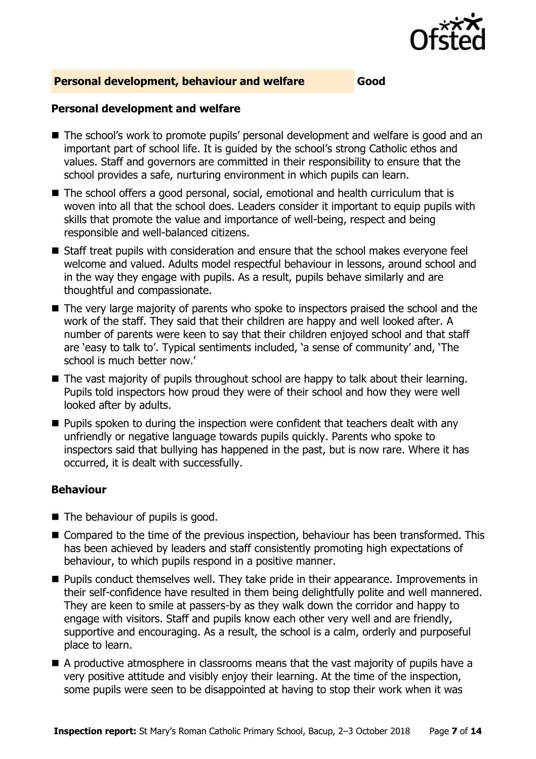## Personal development, behaviour and welfare — Good

### Personal development and welfare

- The school's work to promote pupils' personal development and welfare is good and an important part of school life. It is guided by the school's strong Catholic ethos and values. Staff and governors are committed in their responsibility to ensure that the school provides a safe, nurturing environment in which pupils can learn.
- The school offers a good personal, social, emotional and health curriculum that is woven into all that the school does. Leaders consider it important to equip pupils with skills that promote the value and importance of well-being, respect and being responsible and well-balanced citizens.
- Staff treat pupils with consideration and ensure that the school makes everyone feel welcome and valued. Adults model respectful behaviour in lessons, around school and in the way they engage with pupils. As a result, pupils behave similarly and are thoughtful and compassionate.
- The very large majority of parents who spoke to inspectors praised the school and the work of the staff. They said that their children are happy and well looked after. A number of parents were keen to say that their children enjoyed school and that staff are 'easy to talk to'. Typical sentiments included, 'a sense of community' and, 'The school is much better now.'
- The vast majority of pupils throughout school are happy to talk about their learning. Pupils told inspectors how proud they were of their school and how they were well looked after by adults.
- Pupils spoken to during the inspection were confident that teachers dealt with any unfriendly or negative language towards pupils quickly. Parents who spoke to inspectors said that bullying has happened in the past, but is now rare. Where it has occurred, it is dealt with successfully.

### Behaviour

- The behaviour of pupils is good.
- Compared to the time of the previous inspection, behaviour has been transformed. This has been achieved by leaders and staff consistently promoting high expectations of behaviour, to which pupils respond in a positive manner.
- Pupils conduct themselves well. They take pride in their appearance. Improvements in their self-confidence have resulted in them being delightfully polite and well mannered. They are keen to smile at passers-by as they walk down the corridor and happy to engage with visitors. Staff and pupils know each other very well and are friendly, supportive and encouraging. As a result, the school is a calm, orderly and purposeful place to learn.
- A productive atmosphere in classrooms means that the vast majority of pupils have a very positive attitude and visibly enjoy their learning. At the time of the inspection, some pupils were seen to be disappointed at having to stop their work when it was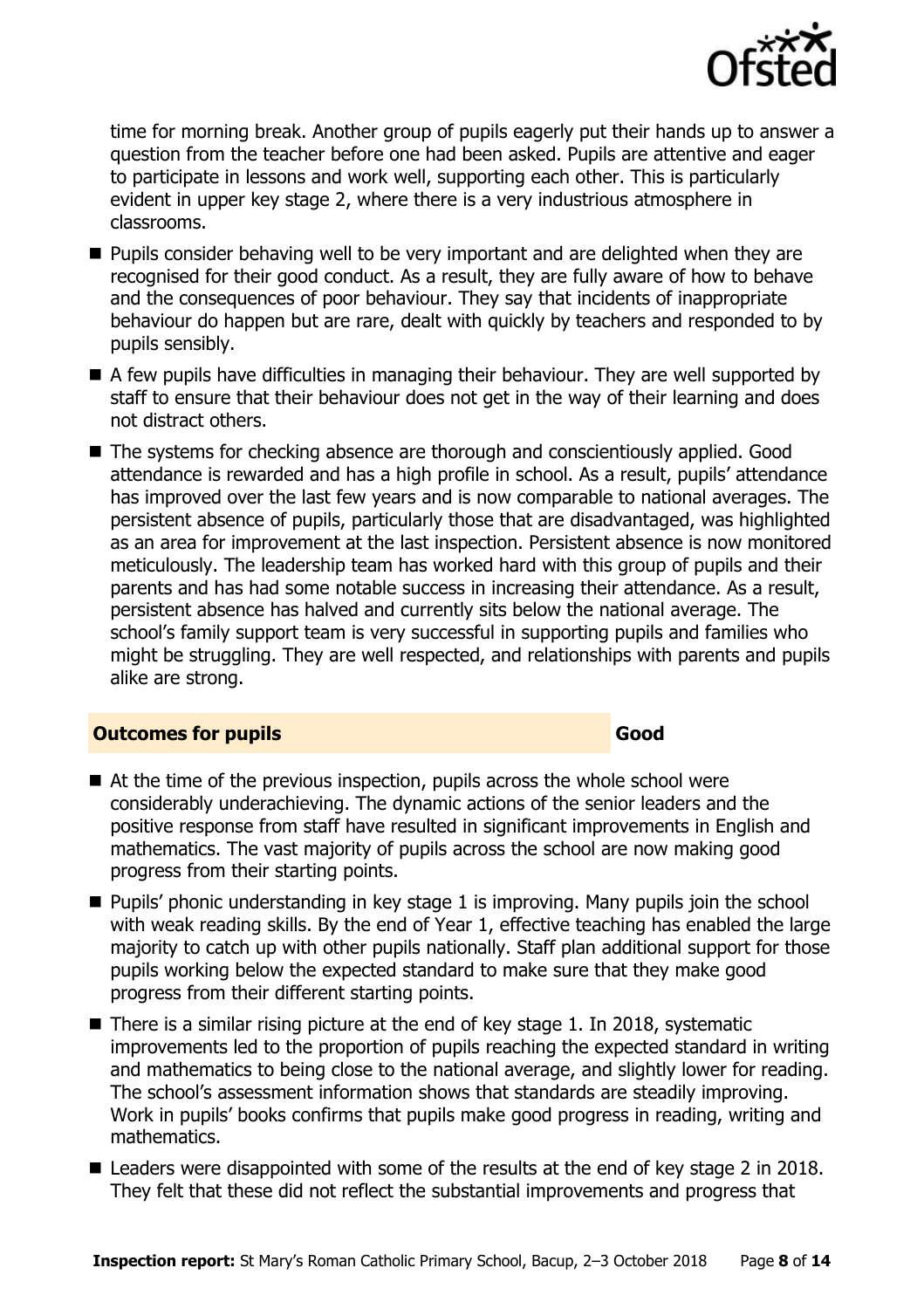time for morning break. Another group of pupils eagerly put their hands up to answer a question from the teacher before one had been asked. Pupils are attentive and eager to participate in lessons and work well, supporting each other. This is particularly evident in upper key stage 2, where there is a very industrious atmosphere in classrooms.

- Pupils consider behaving well to be very important and are delighted when they are recognised for their good conduct. As a result, they are fully aware of how to behave and the consequences of poor behaviour. They say that incidents of inappropriate behaviour do happen but are rare, dealt with quickly by teachers and responded to by pupils sensibly.
- A few pupils have difficulties in managing their behaviour. They are well supported by staff to ensure that their behaviour does not get in the way of their learning and does not distract others.
- The systems for checking absence are thorough and conscientiously applied. Good attendance is rewarded and has a high profile in school. As a result, pupils' attendance has improved over the last few years and is now comparable to national averages. The persistent absence of pupils, particularly those that are disadvantaged, was highlighted as an area for improvement at the last inspection. Persistent absence is now monitored meticulously. The leadership team has worked hard with this group of pupils and their parents and has had some notable success in increasing their attendance. As a result, persistent absence has halved and currently sits below the national average. The school's family support team is very successful in supporting pupils and families who might be struggling. They are well respected, and relationships with parents and pupils alike are strong.

## Outcomes for pupils — Good

- At the time of the previous inspection, pupils across the whole school were considerably underachieving. The dynamic actions of the senior leaders and the positive response from staff have resulted in significant improvements in English and mathematics. The vast majority of pupils across the school are now making good progress from their starting points.
- Pupils' phonic understanding in key stage 1 is improving. Many pupils join the school with weak reading skills. By the end of Year 1, effective teaching has enabled the large majority to catch up with other pupils nationally. Staff plan additional support for those pupils working below the expected standard to make sure that they make good progress from their different starting points.
- There is a similar rising picture at the end of key stage 1. In 2018, systematic improvements led to the proportion of pupils reaching the expected standard in writing and mathematics to being close to the national average, and slightly lower for reading. The school's assessment information shows that standards are steadily improving. Work in pupils' books confirms that pupils make good progress in reading, writing and mathematics.
- Leaders were disappointed with some of the results at the end of key stage 2 in 2018. They felt that these did not reflect the substantial improvements and progress that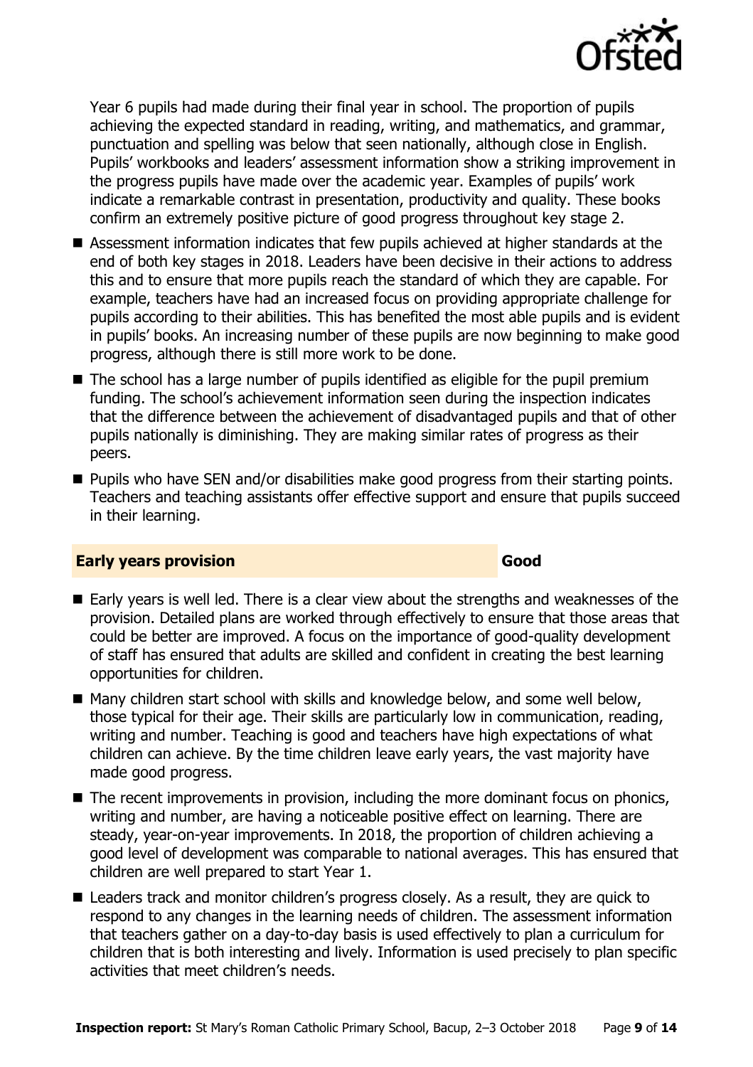Year 6 pupils had made during their final year in school. The proportion of pupils achieving the expected standard in reading, writing, and mathematics, and grammar, punctuation and spelling was below that seen nationally, although close in English. Pupils' workbooks and leaders' assessment information show a striking improvement in the progress pupils have made over the academic year. Examples of pupils' work indicate a remarkable contrast in presentation, productivity and quality. These books confirm an extremely positive picture of good progress throughout key stage 2.

- Assessment information indicates that few pupils achieved at higher standards at the end of both key stages in 2018. Leaders have been decisive in their actions to address this and to ensure that more pupils reach the standard of which they are capable. For example, teachers have had an increased focus on providing appropriate challenge for pupils according to their abilities. This has benefited the most able pupils and is evident in pupils' books. An increasing number of these pupils are now beginning to make good progress, although there is still more work to be done.
- The school has a large number of pupils identified as eligible for the pupil premium funding. The school's achievement information seen during the inspection indicates that the difference between the achievement of disadvantaged pupils and that of other pupils nationally is diminishing. They are making similar rates of progress as their peers.
- Pupils who have SEN and/or disabilities make good progress from their starting points. Teachers and teaching assistants offer effective support and ensure that pupils succeed in their learning.

## Early years provision — Good

- Early years is well led. There is a clear view about the strengths and weaknesses of the provision. Detailed plans are worked through effectively to ensure that those areas that could be better are improved. A focus on the importance of good-quality development of staff has ensured that adults are skilled and confident in creating the best learning opportunities for children.
- Many children start school with skills and knowledge below, and some well below, those typical for their age. Their skills are particularly low in communication, reading, writing and number. Teaching is good and teachers have high expectations of what children can achieve. By the time children leave early years, the vast majority have made good progress.
- The recent improvements in provision, including the more dominant focus on phonics, writing and number, are having a noticeable positive effect on learning. There are steady, year-on-year improvements. In 2018, the proportion of children achieving a good level of development was comparable to national averages. This has ensured that children are well prepared to start Year 1.
- Leaders track and monitor children's progress closely. As a result, they are quick to respond to any changes in the learning needs of children. The assessment information that teachers gather on a day-to-day basis is used effectively to plan a curriculum for children that is both interesting and lively. Information is used precisely to plan specific activities that meet children's needs.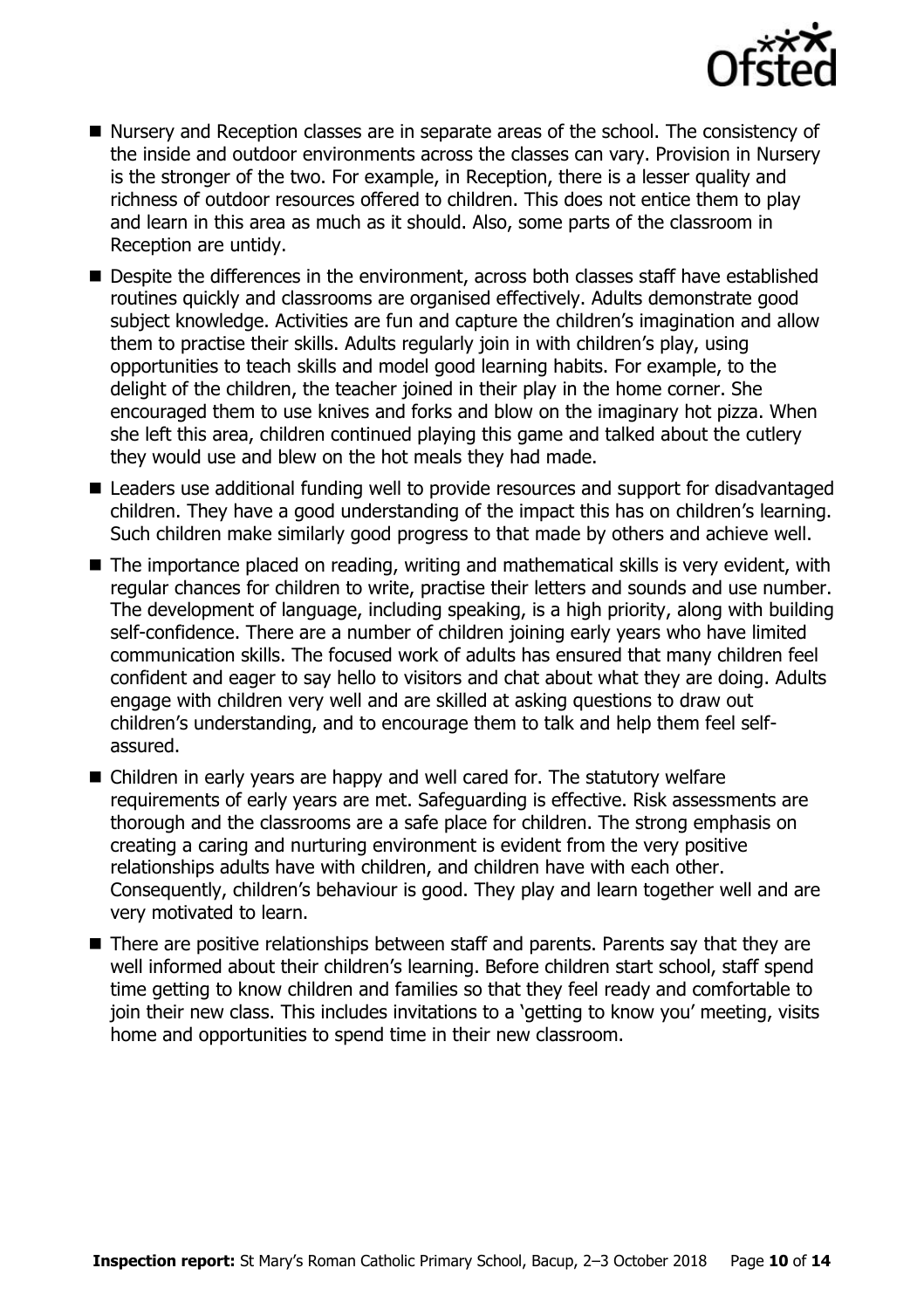- Nursery and Reception classes are in separate areas of the school. The consistency of the inside and outdoor environments across the classes can vary. Provision in Nursery is the stronger of the two. For example, in Reception, there is a lesser quality and richness of outdoor resources offered to children. This does not entice them to play and learn in this area as much as it should. Also, some parts of the classroom in Reception are untidy.
- Despite the differences in the environment, across both classes staff have established routines quickly and classrooms are organised effectively. Adults demonstrate good subject knowledge. Activities are fun and capture the children's imagination and allow them to practise their skills. Adults regularly join in with children's play, using opportunities to teach skills and model good learning habits. For example, to the delight of the children, the teacher joined in their play in the home corner. She encouraged them to use knives and forks and blow on the imaginary hot pizza. When she left this area, children continued playing this game and talked about the cutlery they would use and blew on the hot meals they had made.
- Leaders use additional funding well to provide resources and support for disadvantaged children. They have a good understanding of the impact this has on children's learning. Such children make similarly good progress to that made by others and achieve well.
- The importance placed on reading, writing and mathematical skills is very evident, with regular chances for children to write, practise their letters and sounds and use number. The development of language, including speaking, is a high priority, along with building self-confidence. There are a number of children joining early years who have limited communication skills. The focused work of adults has ensured that many children feel confident and eager to say hello to visitors and chat about what they are doing. Adults engage with children very well and are skilled at asking questions to draw out children's understanding, and to encourage them to talk and help them feel self-assured.
- Children in early years are happy and well cared for. The statutory welfare requirements of early years are met. Safeguarding is effective. Risk assessments are thorough and the classrooms are a safe place for children. The strong emphasis on creating a caring and nurturing environment is evident from the very positive relationships adults have with children, and children have with each other. Consequently, children's behaviour is good. They play and learn together well and are very motivated to learn.
- There are positive relationships between staff and parents. Parents say that they are well informed about their children's learning. Before children start school, staff spend time getting to know children and families so that they feel ready and comfortable to join their new class. This includes invitations to a 'getting to know you' meeting, visits home and opportunities to spend time in their new classroom.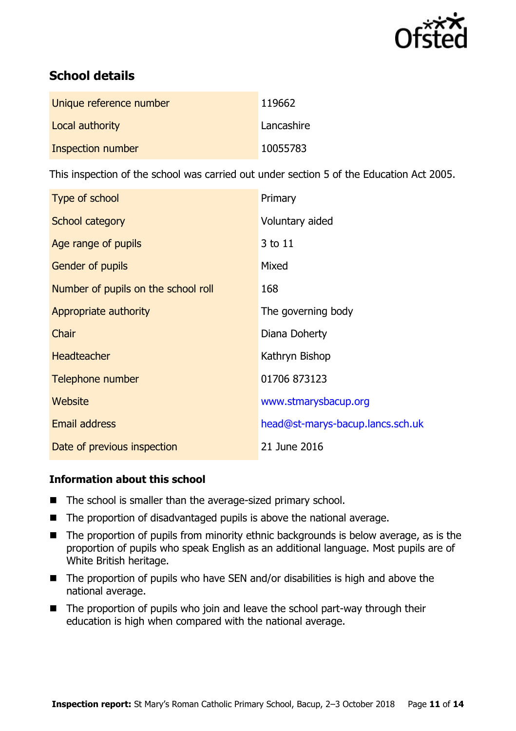## School details

| | |
|---|---|
| Unique reference number | 119662 |
| Local authority | Lancashire |
| Inspection number | 10055783 |

This inspection of the school was carried out under section 5 of the Education Act 2005.

| | |
|---|---|
| Type of school | Primary |
| School category | Voluntary aided |
| Age range of pupils | 3 to 11 |
| Gender of pupils | Mixed |
| Number of pupils on the school roll | 168 |
| Appropriate authority | The governing body |
| Chair | Diana Doherty |
| Headteacher | Kathryn Bishop |
| Telephone number | 01706 873123 |
| Website | www.stmarysbacup.org |
| Email address | head@st-marys-bacup.lancs.sch.uk |
| Date of previous inspection | 21 June 2016 |

### Information about this school

- The school is smaller than the average-sized primary school.
- The proportion of disadvantaged pupils is above the national average.
- The proportion of pupils from minority ethnic backgrounds is below average, as is the proportion of pupils who speak English as an additional language. Most pupils are of White British heritage.
- The proportion of pupils who have SEN and/or disabilities is high and above the national average.
- The proportion of pupils who join and leave the school part-way through their education is high when compared with the national average.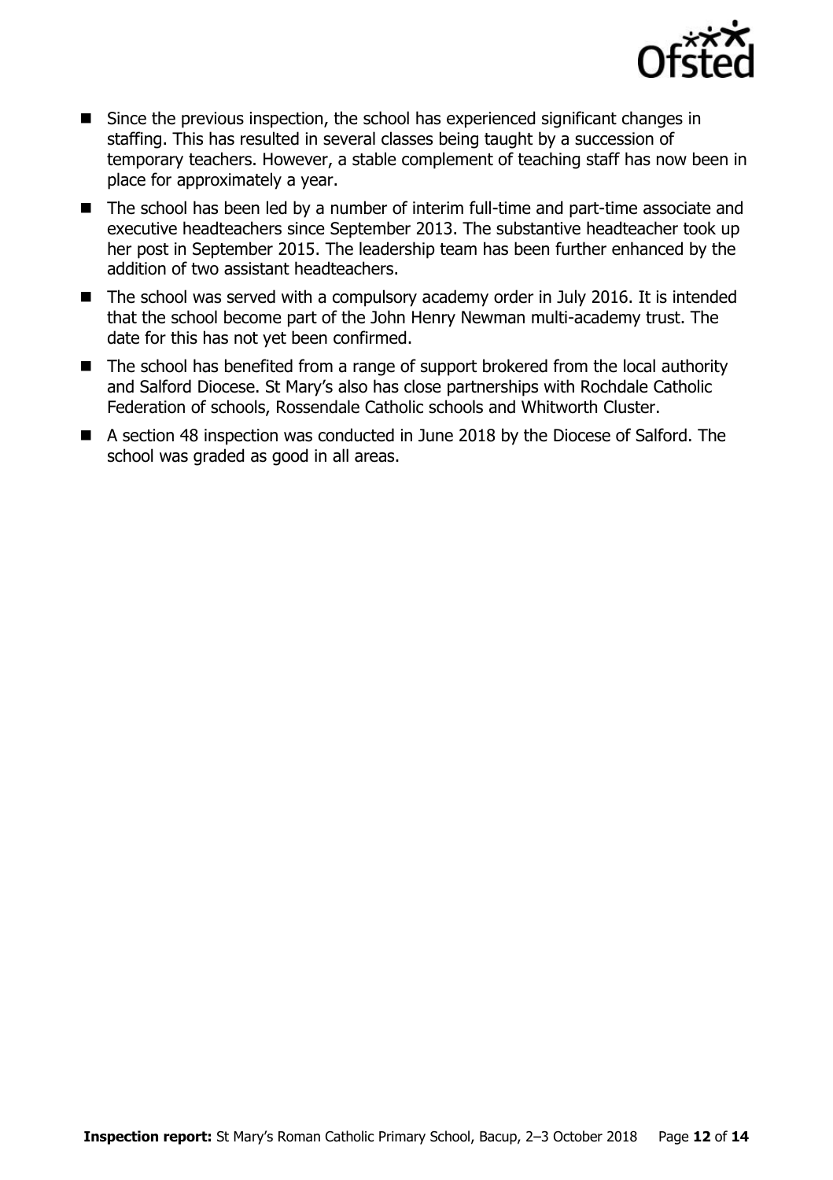- Since the previous inspection, the school has experienced significant changes in staffing. This has resulted in several classes being taught by a succession of temporary teachers. However, a stable complement of teaching staff has now been in place for approximately a year.
- The school has been led by a number of interim full-time and part-time associate and executive headteachers since September 2013. The substantive headteacher took up her post in September 2015. The leadership team has been further enhanced by the addition of two assistant headteachers.
- The school was served with a compulsory academy order in July 2016. It is intended that the school become part of the John Henry Newman multi-academy trust. The date for this has not yet been confirmed.
- The school has benefited from a range of support brokered from the local authority and Salford Diocese. St Mary's also has close partnerships with Rochdale Catholic Federation of schools, Rossendale Catholic schools and Whitworth Cluster.
- A section 48 inspection was conducted in June 2018 by the Diocese of Salford. The school was graded as good in all areas.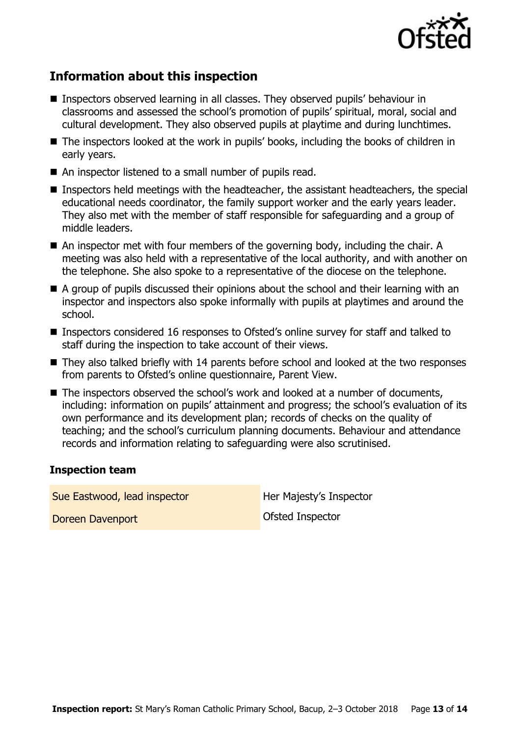## Information about this inspection

- Inspectors observed learning in all classes. They observed pupils' behaviour in classrooms and assessed the school's promotion of pupils' spiritual, moral, social and cultural development. They also observed pupils at playtime and during lunchtimes.
- The inspectors looked at the work in pupils' books, including the books of children in early years.
- An inspector listened to a small number of pupils read.
- Inspectors held meetings with the headteacher, the assistant headteachers, the special educational needs coordinator, the family support worker and the early years leader. They also met with the member of staff responsible for safeguarding and a group of middle leaders.
- An inspector met with four members of the governing body, including the chair. A meeting was also held with a representative of the local authority, and with another on the telephone. She also spoke to a representative of the diocese on the telephone.
- A group of pupils discussed their opinions about the school and their learning with an inspector and inspectors also spoke informally with pupils at playtimes and around the school.
- Inspectors considered 16 responses to Ofsted's online survey for staff and talked to staff during the inspection to take account of their views.
- They also talked briefly with 14 parents before school and looked at the two responses from parents to Ofsted's online questionnaire, Parent View.
- The inspectors observed the school's work and looked at a number of documents, including: information on pupils' attainment and progress; the school's evaluation of its own performance and its development plan; records of checks on the quality of teaching; and the school's curriculum planning documents. Behaviour and attendance records and information relating to safeguarding were also scrutinised.

### Inspection team

| | |
|---|---|
| Sue Eastwood, lead inspector | Her Majesty's Inspector |
| Doreen Davenport | Ofsted Inspector |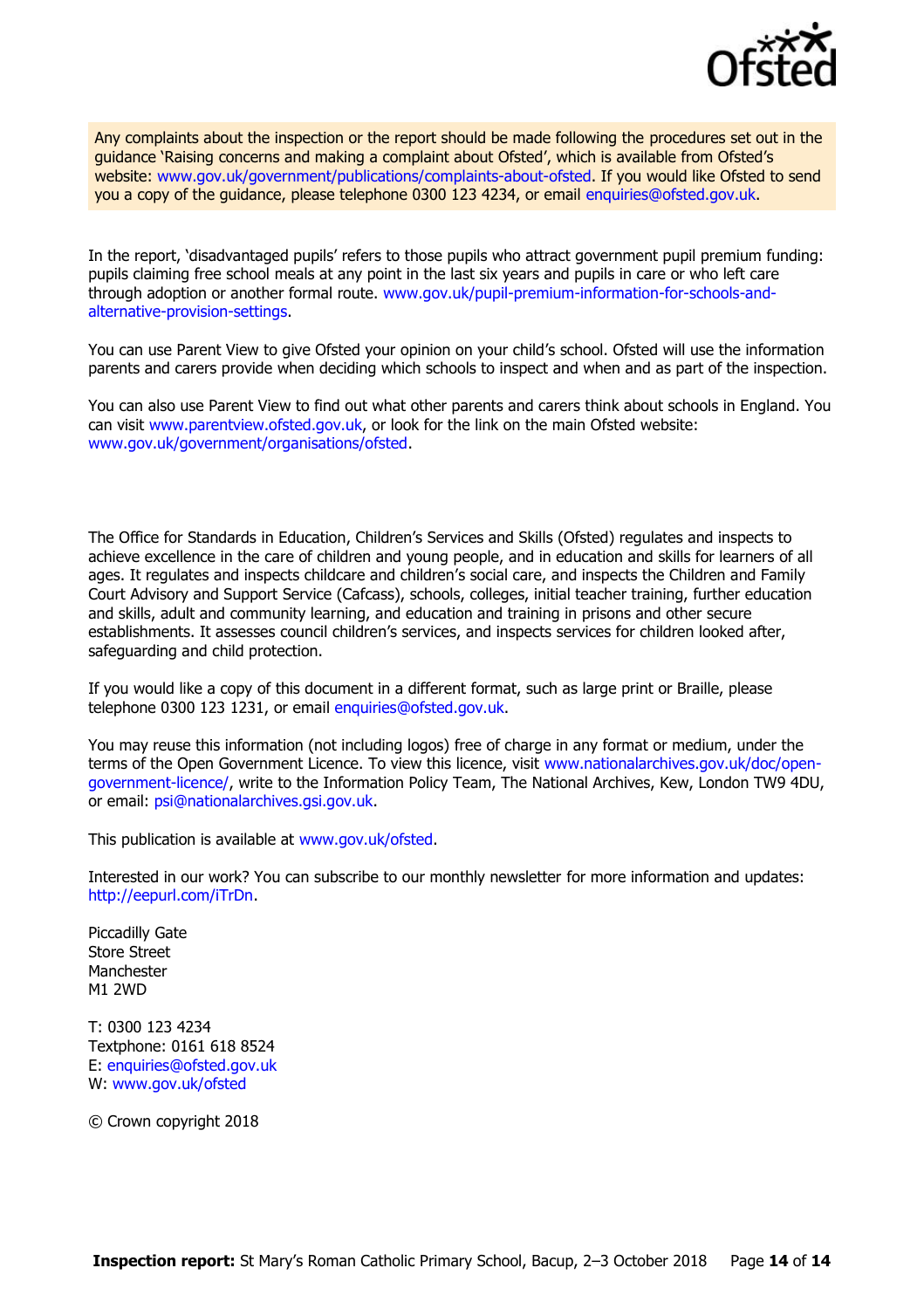Any complaints about the inspection or the report should be made following the procedures set out in the guidance 'Raising concerns and making a complaint about Ofsted', which is available from Ofsted's website: www.gov.uk/government/publications/complaints-about-ofsted. If you would like Ofsted to send you a copy of the guidance, please telephone 0300 123 4234, or email enquiries@ofsted.gov.uk.

In the report, 'disadvantaged pupils' refers to those pupils who attract government pupil premium funding: pupils claiming free school meals at any point in the last six years and pupils in care or who left care through adoption or another formal route. www.gov.uk/pupil-premium-information-for-schools-and-alternative-provision-settings.

You can use Parent View to give Ofsted your opinion on your child's school. Ofsted will use the information parents and carers provide when deciding which schools to inspect and when and as part of the inspection.

You can also use Parent View to find out what other parents and carers think about schools in England. You can visit www.parentview.ofsted.gov.uk, or look for the link on the main Ofsted website: www.gov.uk/government/organisations/ofsted.

The Office for Standards in Education, Children's Services and Skills (Ofsted) regulates and inspects to achieve excellence in the care of children and young people, and in education and skills for learners of all ages. It regulates and inspects childcare and children's social care, and inspects the Children and Family Court Advisory and Support Service (Cafcass), schools, colleges, initial teacher training, further education and skills, adult and community learning, and education and training in prisons and other secure establishments. It assesses council children's services, and inspects services for children looked after, safeguarding and child protection.

If you would like a copy of this document in a different format, such as large print or Braille, please telephone 0300 123 1231, or email enquiries@ofsted.gov.uk.

You may reuse this information (not including logos) free of charge in any format or medium, under the terms of the Open Government Licence. To view this licence, visit www.nationalarchives.gov.uk/doc/open-government-licence/, write to the Information Policy Team, The National Archives, Kew, London TW9 4DU, or email: psi@nationalarchives.gsi.gov.uk.

This publication is available at www.gov.uk/ofsted.

Interested in our work? You can subscribe to our monthly newsletter for more information and updates: http://eepurl.com/iTrDn.

Piccadilly Gate
Store Street
Manchester
M1 2WD

T: 0300 123 4234
Textphone: 0161 618 8524
E: enquiries@ofsted.gov.uk
W: www.gov.uk/ofsted

© Crown copyright 2018